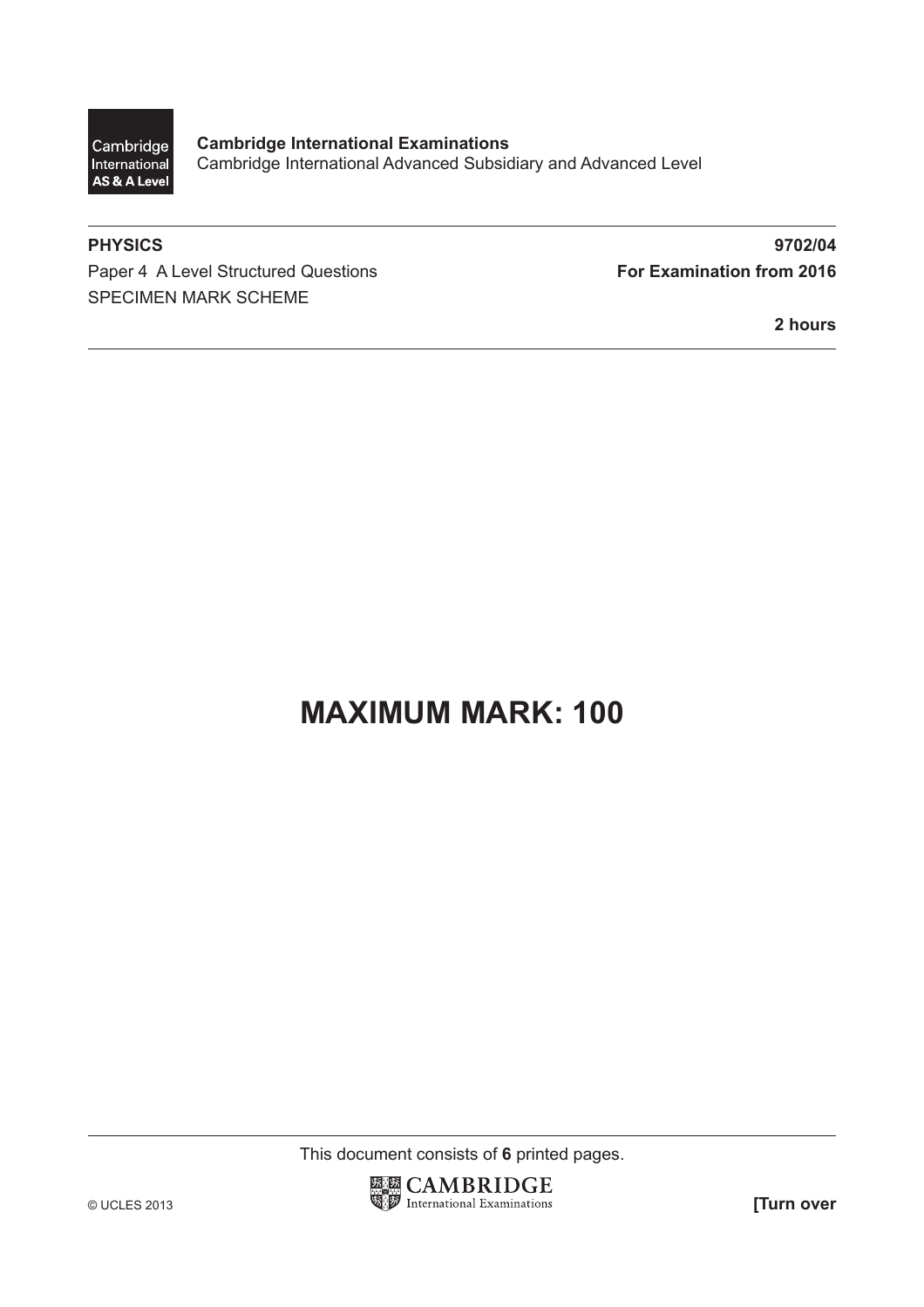Cambridge International AS & A Level

**Cambridge International Examinations**
Cambridge International Advanced Subsidiary and Advanced Level

**PHYSICS** **9702/04**

Paper 4 A Level Structured Questions **For Examination from 2016**

SPECIMEN MARK SCHEME

**2 hours**

# MAXIMUM MARK: 100

This document consists of **6** printed pages.

© UCLES 2013 CAMBRIDGE International Examinations **[Turn over**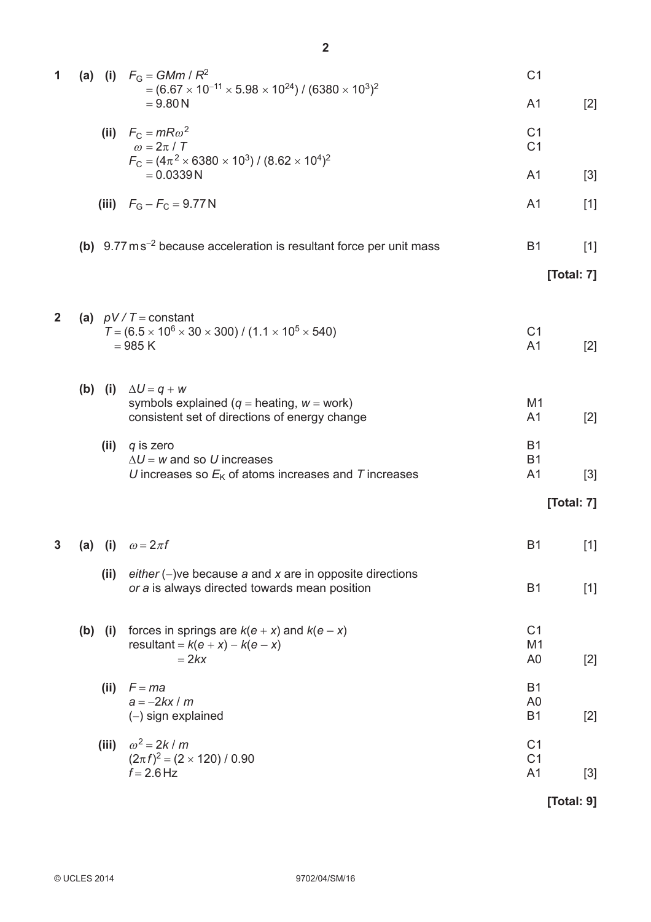| Question | | | Answer | Mark | Total |
|---|---|---|---|---|---|
| 1 | (a) | (i) | $F_G = GMm / R^2$ | | |
| | | | $= (6.67 \times 10^{-11} \times 5.98 \times 10^{24}) / (6380 \times 10^3)^2$ | C1 | |
| | | | $= 9.80\,\text{N}$ | A1 | [2] |
| | | (ii) | $F_C = mR\omega^2$ | C1 | |
| | | | $\omega = 2\pi / T$ | C1 | |
| | | | $F_C = (4\pi^2 \times 6380 \times 10^3) / (8.62 \times 10^4)^2$ | | |
| | | | $= 0.0339\,\text{N}$ | A1 | [3] |
| | | (iii) | $F_G - F_C = 9.77\,\text{N}$ | A1 | [1] |
| | (b) | | $9.77\,\text{m}\,\text{s}^{-2}$ because acceleration is resultant force per unit mass | B1 | [1] |
| | | | | | **[Total: 7]** |
| 2 | (a) | | $pV / T =$ constant | | |
| | | | $T = (6.5 \times 10^6 \times 30 \times 300) / (1.1 \times 10^5 \times 540)$ | C1 | |
| | | | $= 985\,\text{K}$ | A1 | [2] |
| | (b) | (i) | $\Delta U = q + w$ | | |
| | | | symbols explained ($q$ = heating, $w$ = work) | M1 | |
| | | | consistent set of directions of energy change | A1 | [2] |
| | | (ii) | $q$ is zero | B1 | |
| | | | $\Delta U = w$ and so $U$ increases | B1 | |
| | | | $U$ increases so $E_K$ of atoms increases and $T$ increases | A1 | [3] |
| | | | | | **[Total: 7]** |
| 3 | (a) | (i) | $\omega = 2\pi f$ | B1 | [1] |
| | | (ii) | *either* (–)ve because $a$ and $x$ are in opposite directions *or* $a$ is always directed towards mean position | B1 | [1] |
| | (b) | (i) | forces in springs are $k(e + x)$ and $k(e - x)$ | C1 | |
| | | | resultant $= k(e + x) - k(e - x)$ | M1 | |
| | | | $= 2kx$ | A0 | [2] |
| | | (ii) | $F = ma$ | B1 | |
| | | | $a = -2kx / m$ | A0 | |
| | | | (–) sign explained | B1 | [2] |
| | | (iii) | $\omega^2 = 2k / m$ | C1 | |
| | | | $(2\pi f)^2 = (2 \times 120) / 0.90$ | C1 | |
| | | | $f = 2.6\,\text{Hz}$ | A1 | [3] |
| | | | | | **[Total: 9]** |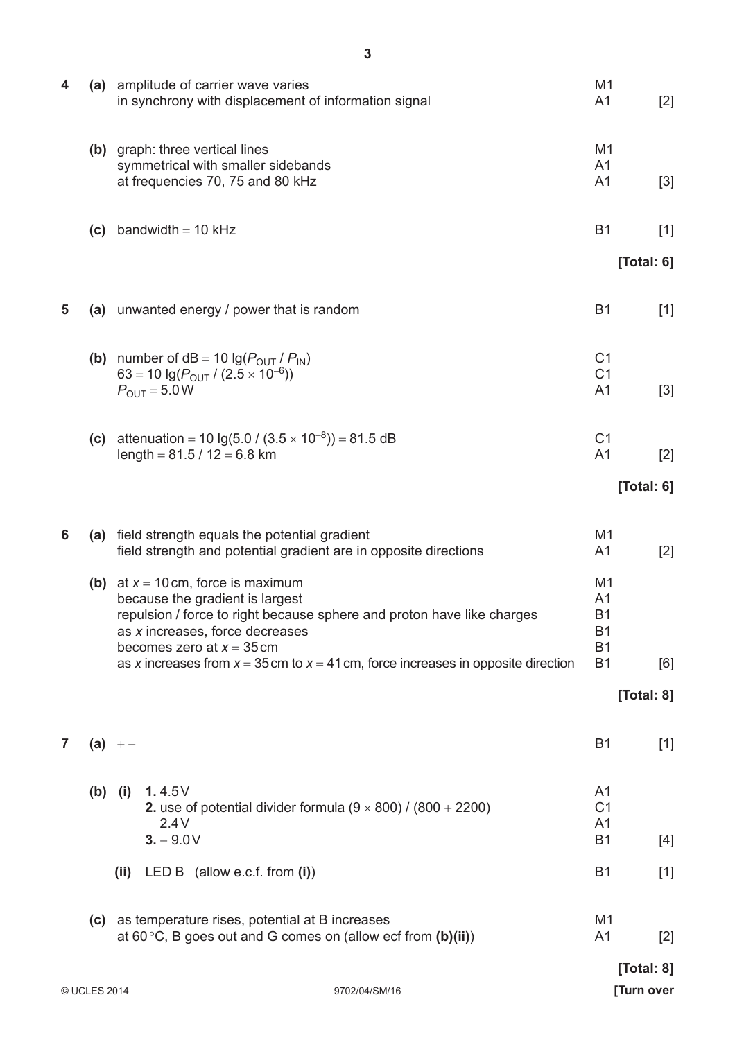| Question | Part | Answer | Mark | Total |
|---|---|---|---|---|
| 4 | (a) | amplitude of carrier wave varies | M1 | |
| | | in synchrony with displacement of information signal | A1 | [2] |
| | (b) | graph: three vertical lines | M1 | |
| | | symmetrical with smaller sidebands | A1 | |
| | | at frequencies 70, 75 and 80 kHz | A1 | [3] |
| | (c) | bandwidth = 10 kHz | B1 | [1] |
| | | | | **[Total: 6]** |
| 5 | (a) | unwanted energy / power that is random | B1 | [1] |
| | (b) | number of dB = 10 lg($P_{OUT}$ / $P_{IN}$) | C1 | |
| | | 63 = 10 lg($P_{OUT}$ / $(2.5 \times 10^{-6})$) | C1 | |
| | | $P_{OUT}$ = 5.0 W | A1 | [3] |
| | (c) | attenuation = 10 lg(5.0 / $(3.5 \times 10^{-8})$) = 81.5 dB | C1 | |
| | | length = 81.5 / 12 = 6.8 km | A1 | [2] |
| | | | | **[Total: 6]** |
| 6 | (a) | field strength equals the potential gradient | M1 | |
| | | field strength and potential gradient are in opposite directions | A1 | [2] |
| | (b) | at $x$ = 10 cm, force is maximum | M1 | |
| | | because the gradient is largest | A1 | |
| | | repulsion / force to right because sphere and proton have like charges | B1 | |
| | | as $x$ increases, force decreases | B1 | |
| | | becomes zero at $x$ = 35 cm | B1 | |
| | | as $x$ increases from $x$ = 35 cm to $x$ = 41 cm, force increases in opposite direction | B1 | [6] |
| | | | | **[Total: 8]** |
| 7 | (a) | + − | B1 | [1] |
| | (b) (i) | **1.** 4.5 V | A1 | |
| | | **2.** use of potential divider formula $(9 \times 800) / (800 + 2200)$ | C1 | |
| | | 2.4 V | A1 | |
| | | **3.** − 9.0 V | B1 | [4] |
| | (ii) | LED B (allow e.c.f. from **(i)**) | B1 | [1] |
| | (c) | as temperature rises, potential at B increases | M1 | |
| | | at 60 °C, B goes out and G comes on (allow ecf from **(b)(ii)**) | A1 | [2] |
| | | | | **[Total: 8]** |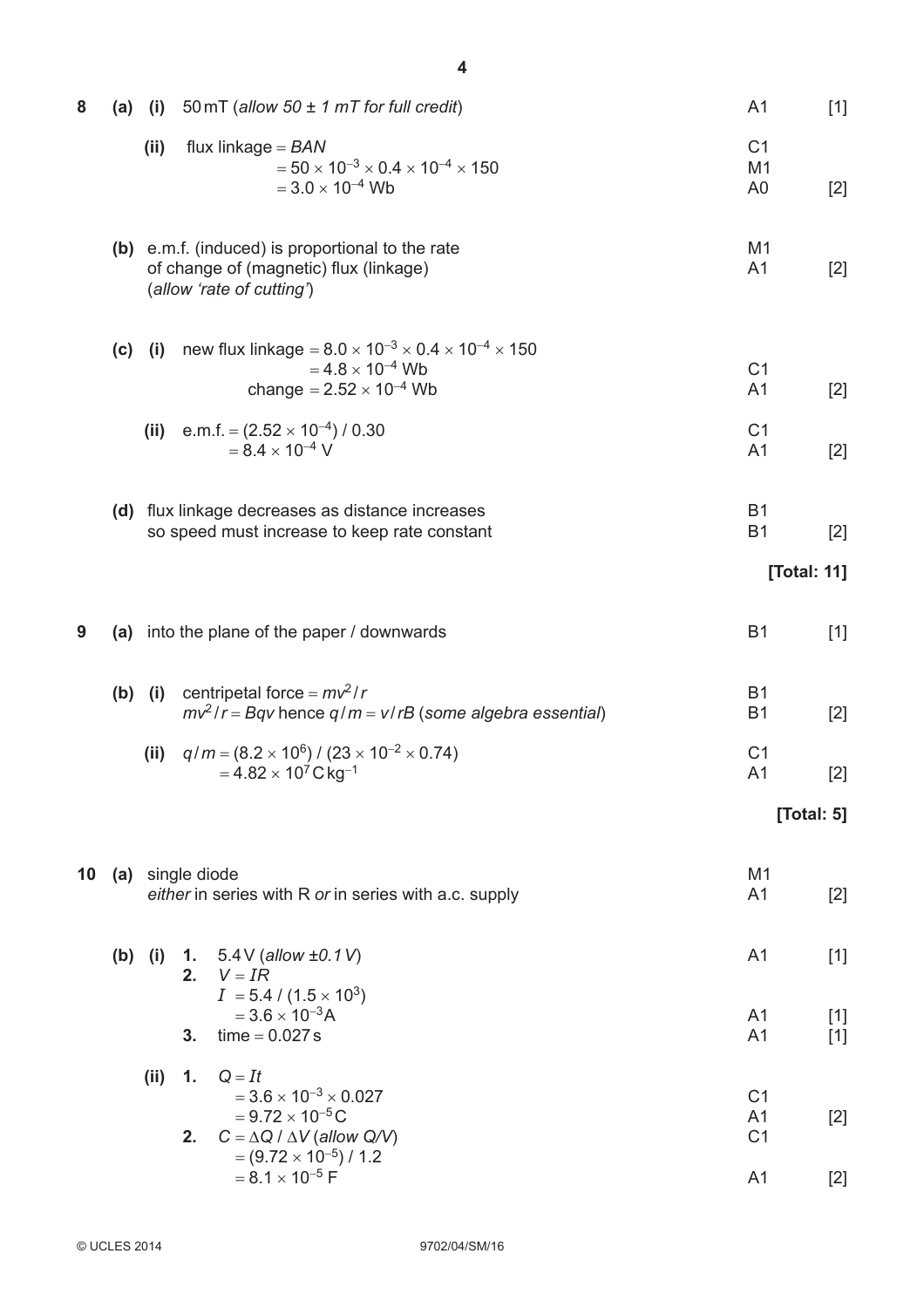| Question | | | Answer | Mark | |
|---|---|---|---|---|---|
| 8 | (a) | (i) | 50 mT (*allow 50 ± 1 mT for full credit*) | A1 | [1] |
| | | (ii) | flux linkage = $BAN$ | C1 | |
| | | | $= 50 \times 10^{-3} \times 0.4 \times 10^{-4} \times 150$ | M1 | |
| | | | $= 3.0 \times 10^{-4}$ Wb | A0 | [2] |
| | (b) | | e.m.f. (induced) is proportional to the rate | M1 | |
| | | | of change of (magnetic) flux (linkage) | A1 | [2] |
| | | | (*allow 'rate of cutting'*) | | |
| | (c) | (i) | new flux linkage $= 8.0 \times 10^{-3} \times 0.4 \times 10^{-4} \times 150$ | | |
| | | | $= 4.8 \times 10^{-4}$ Wb | C1 | |
| | | | change $= 2.52 \times 10^{-4}$ Wb | A1 | [2] |
| | | (ii) | e.m.f. $= (2.52 \times 10^{-4}) / 0.30$ | C1 | |
| | | | $= 8.4 \times 10^{-4}$ V | A1 | [2] |
| | (d) | | flux linkage decreases as distance increases | B1 | |
| | | | so speed must increase to keep rate constant | B1 | [2] |
| | | | | | **[Total: 11]** |
| 9 | (a) | | into the plane of the paper / downwards | B1 | [1] |
| | (b) | (i) | centripetal force $= mv^2 / r$ | B1 | |
| | | | $mv^2 / r = Bqv$ hence $q / m = v / rB$ (*some algebra essential*) | B1 | [2] |
| | | (ii) | $q / m = (8.2 \times 10^6) / (23 \times 10^{-2} \times 0.74)$ | C1 | |
| | | | $= 4.82 \times 10^7$ C kg$^{-1}$ | A1 | [2] |
| | | | | | **[Total: 5]** |
| 10 | (a) | | single diode | M1 | |
| | | | *either* in series with R *or* in series with a.c. supply | A1 | [2] |
| | (b) | (i) | **1.** 5.4 V (*allow ±0.1 V*) | A1 | [1] |
| | | | **2.** $V = IR$ | | |
| | | | $I = 5.4 / (1.5 \times 10^3)$ | | |
| | | | $= 3.6 \times 10^{-3}$ A | A1 | [1] |
| | | | **3.** time = 0.027 s | A1 | [1] |
| | | (ii) | **1.** $Q = It$ | | |
| | | | $= 3.6 \times 10^{-3} \times 0.027$ | C1 | |
| | | | $= 9.72 \times 10^{-5}$ C | A1 | [2] |
| | | | **2.** $C = \Delta Q / \Delta V$ (*allow Q/V*) | C1 | |
| | | | $= (9.72 \times 10^{-5}) / 1.2$ | | |
| | | | $= 8.1 \times 10^{-5}$ F | A1 | [2] |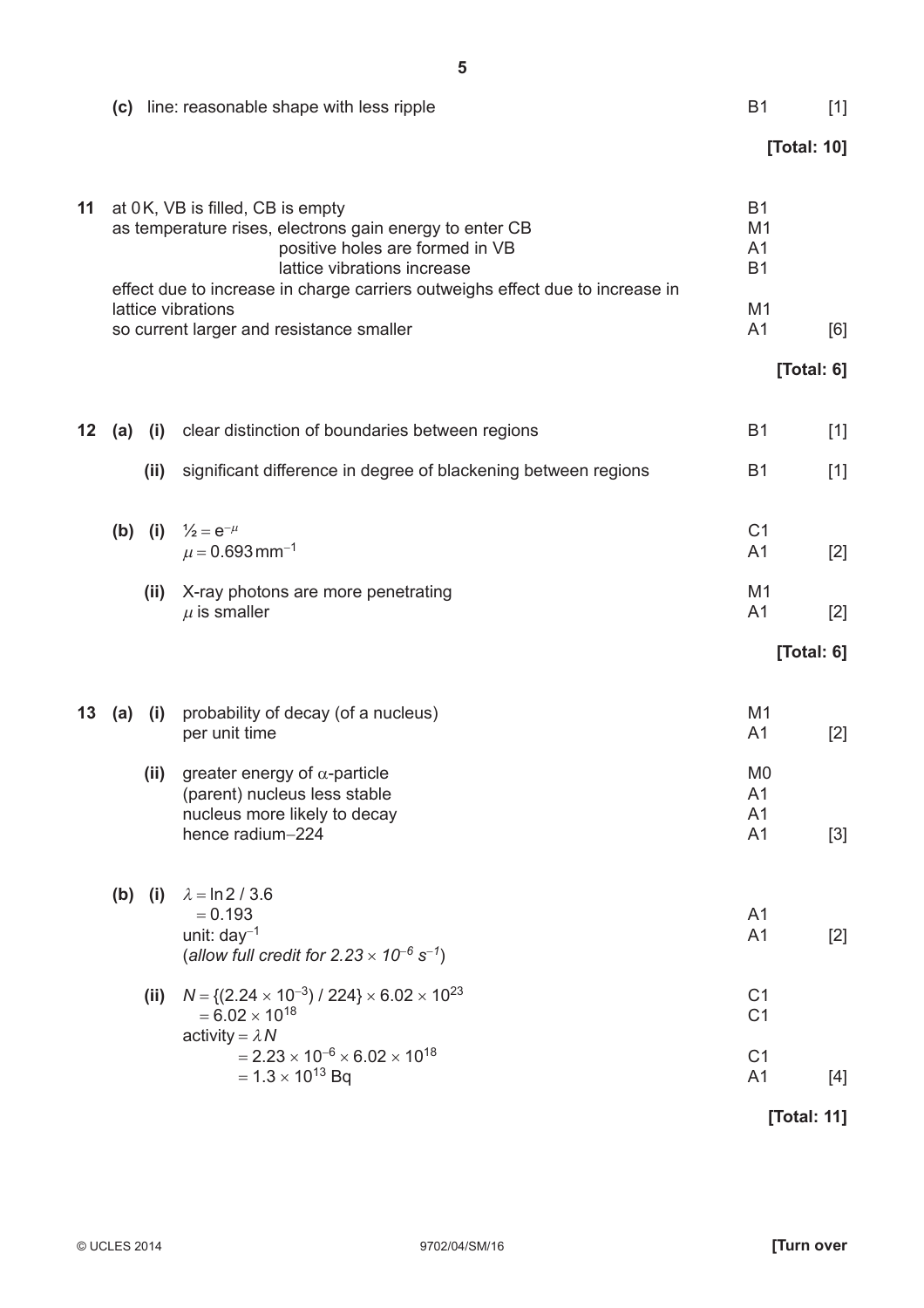| | | | | | |
|---|---|---|---|---|---|
| | (c) | | line: reasonable shape with less ripple | B1 | [1] |
| | | | | | **[Total: 10]** |
| **11** | | | at 0 K, VB is filled, CB is empty | B1 | |
| | | | as temperature rises, electrons gain energy to enter CB | M1 | |
| | | | positive holes are formed in VB | A1 | |
| | | | lattice vibrations increase | B1 | |
| | | | effect due to increase in charge carriers outweighs effect due to increase in lattice vibrations | M1 | |
| | | | so current larger and resistance smaller | A1 | [6] |
| | | | | | **[Total: 6]** |
| **12** | (a) | (i) | clear distinction of boundaries between regions | B1 | [1] |
| | | (ii) | significant difference in degree of blackening between regions | B1 | [1] |
| | (b) | (i) | $\frac{1}{2} = e^{-\mu}$ | C1 | |
| | | | $\mu = 0.693\,\text{mm}^{-1}$ | A1 | [2] |
| | | (ii) | X-ray photons are more penetrating | M1 | |
| | | | $\mu$ is smaller | A1 | [2] |
| | | | | | **[Total: 6]** |
| **13** | (a) | (i) | probability of decay (of a nucleus) | M1 | |
| | | | per unit time | A1 | [2] |
| | | (ii) | greater energy of $\alpha$-particle | M0 | |
| | | | (parent) nucleus less stable | A1 | |
| | | | nucleus more likely to decay | A1 | |
| | | | hence radium–224 | A1 | [3] |
| | (b) | (i) | $\lambda = \ln 2 / 3.6$ | | |
| | | | $= 0.193$ | A1 | |
| | | | unit: $\text{day}^{-1}$ | A1 | [2] |
| | | | (*allow full credit for $2.23 \times 10^{-6}\ \text{s}^{-1}$*) | | |
| | | (ii) | $N = \{(2.24 \times 10^{-3}) / 224\} \times 6.02 \times 10^{23}$ | C1 | |
| | | | $= 6.02 \times 10^{18}$ | C1 | |
| | | | activity $= \lambda N$ | | |
| | | | $= 2.23 \times 10^{-6} \times 6.02 \times 10^{18}$ | C1 | |
| | | | $= 1.3 \times 10^{13}$ Bq | A1 | [4] |
| | | | | | **[Total: 11]** |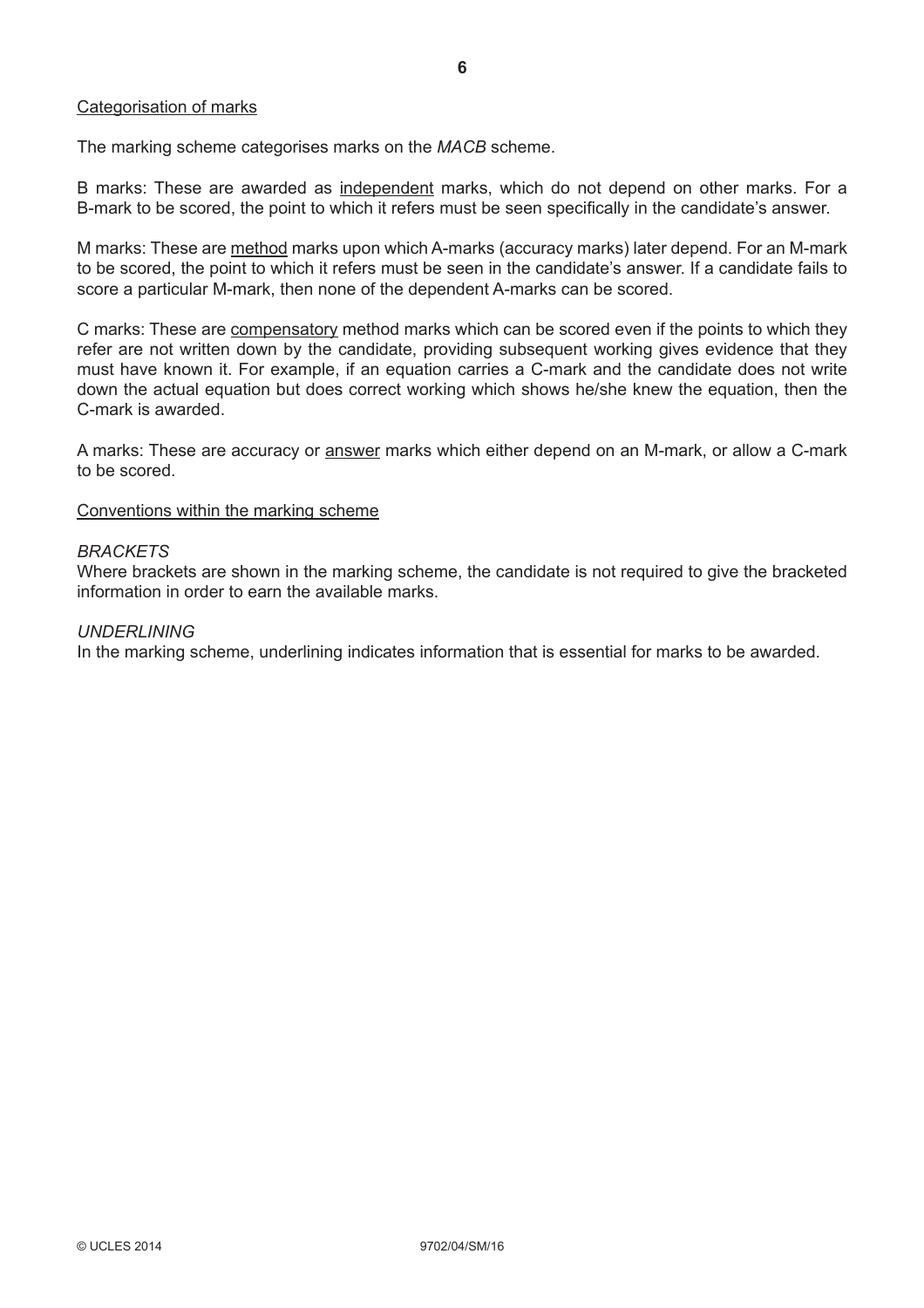<u>Categorisation of marks</u>

The marking scheme categorises marks on the *MACB* scheme.

B marks: These are awarded as <u>independent</u> marks, which do not depend on other marks. For a B-mark to be scored, the point to which it refers must be seen specifically in the candidate's answer.

M marks: These are <u>method</u> marks upon which A-marks (accuracy marks) later depend. For an M-mark to be scored, the point to which it refers must be seen in the candidate's answer. If a candidate fails to score a particular M-mark, then none of the dependent A-marks can be scored.

C marks: These are <u>compensatory</u> method marks which can be scored even if the points to which they refer are not written down by the candidate, providing subsequent working gives evidence that they must have known it. For example, if an equation carries a C-mark and the candidate does not write down the actual equation but does correct working which shows he/she knew the equation, then the C-mark is awarded.

A marks: These are accuracy or <u>answer</u> marks which either depend on an M-mark, or allow a C-mark to be scored.

<u>Conventions within the marking scheme</u>

*BRACKETS*
Where brackets are shown in the marking scheme, the candidate is not required to give the bracketed information in order to earn the available marks.

*UNDERLINING*
In the marking scheme, underlining indicates information that is essential for marks to be awarded.